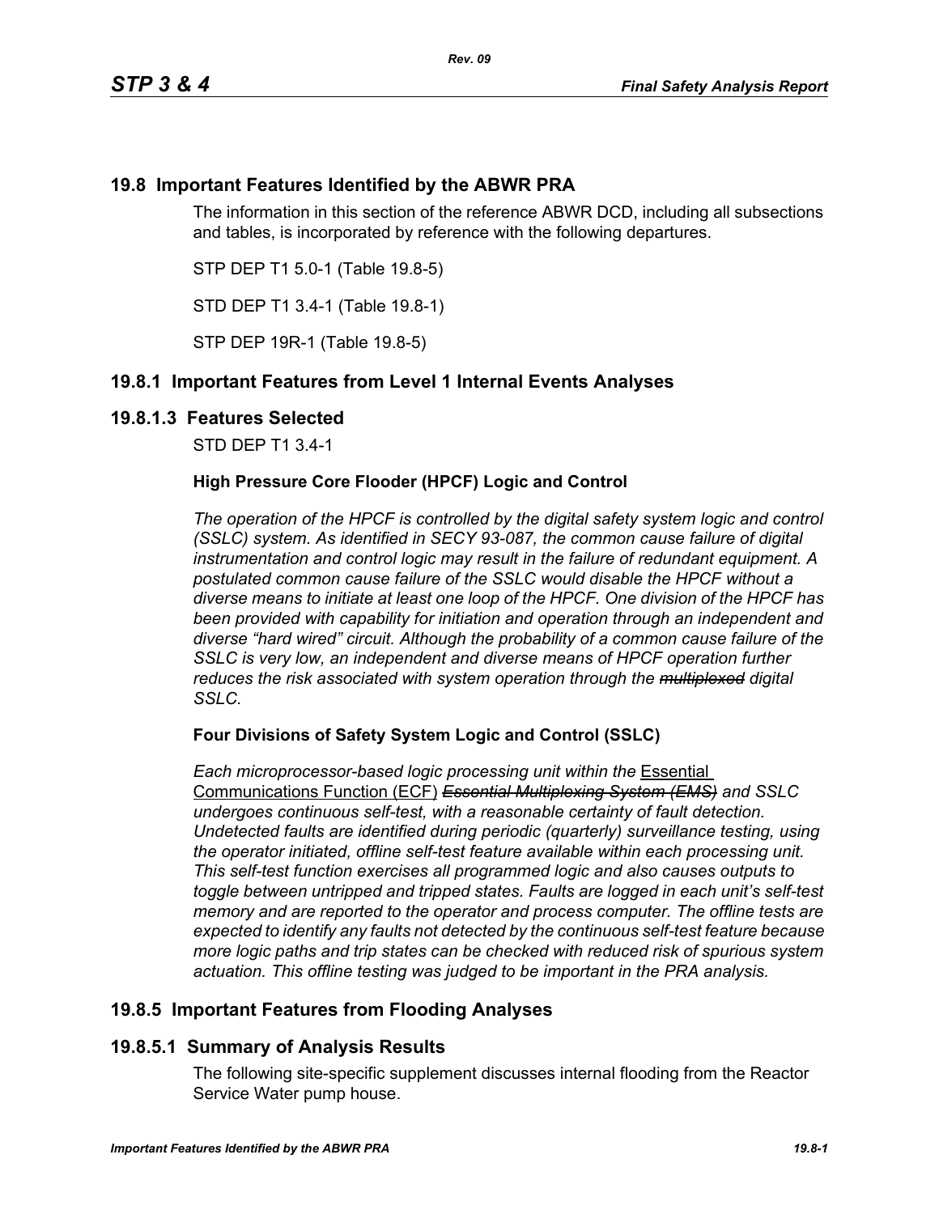## 19.8 Important Features Identified by the ABWR PRA

The information in this section of the reference ABWR DCD, including all subsections and tables, is incorporated by reference with the following departures.

STP DEP T1 5.0-1 (Table 19.8-5)

STD DEP T1 3.4-1 (Table 19.8-1)

STP DEP 19R-1 (Table 19.8-5)

## 19.8.1 Important Features from Level 1 Internal Events Analyses

### 19.8.1.3 Features Selected

STD DEP T1 3.4-1

**High Pressure Core Flooder (HPCF) Logic and Control**

*The operation of the HPCF is controlled by the digital safety system logic and control (SSLC) system. As identified in SECY 93-087, the common cause failure of digital instrumentation and control logic may result in the failure of redundant equipment. A postulated common cause failure of the SSLC would disable the HPCF without a diverse means to initiate at least one loop of the HPCF. One division of the HPCF has been provided with capability for initiation and operation through an independent and diverse "hard wired" circuit. Although the probability of a common cause failure of the SSLC is very low, an independent and diverse means of HPCF operation further reduces the risk associated with system operation through the ~~multiplexed~~ digital SSLC.*

**Four Divisions of Safety System Logic and Control (SSLC)**

*Each microprocessor-based logic processing unit within the* <u>Essential Communications Function (ECF)</u> ~~*Essential Multiplexing System (EMS)*~~ *and SSLC undergoes continuous self-test, with a reasonable certainty of fault detection. Undetected faults are identified during periodic (quarterly) surveillance testing, using the operator initiated, offline self-test feature available within each processing unit. This self-test function exercises all programmed logic and also causes outputs to toggle between untripped and tripped states. Faults are logged in each unit's self-test memory and are reported to the operator and process computer. The offline tests are expected to identify any faults not detected by the continuous self-test feature because more logic paths and trip states can be checked with reduced risk of spurious system actuation. This offline testing was judged to be important in the PRA analysis.*

## 19.8.5 Important Features from Flooding Analyses

### 19.8.5.1 Summary of Analysis Results

The following site-specific supplement discusses internal flooding from the Reactor Service Water pump house.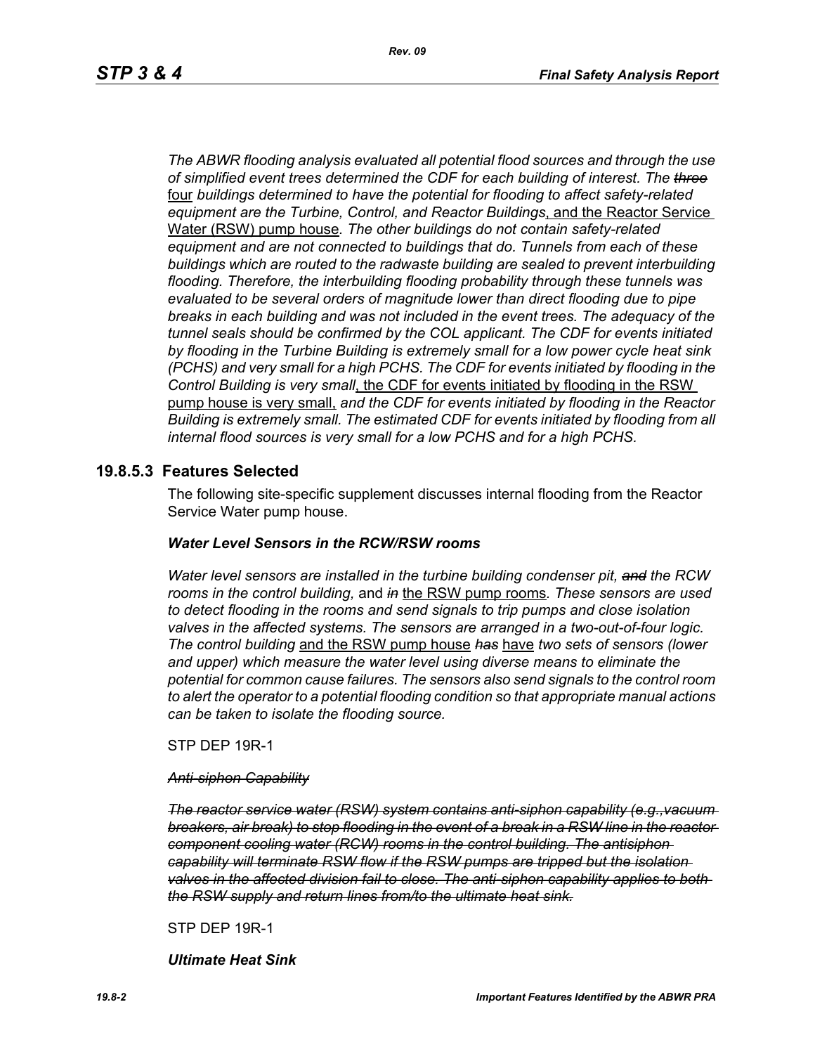*The ABWR flooding analysis evaluated all potential flood sources and through the use of simplified event trees determined the CDF for each building of interest. The* ~~*three*~~ four *buildings determined to have the potential for flooding to affect safety-related equipment are the Turbine, Control, and Reactor Buildings*, and the Reactor Service Water (RSW) pump house*. The other buildings do not contain safety-related equipment and are not connected to buildings that do. Tunnels from each of these buildings which are routed to the radwaste building are sealed to prevent interbuilding flooding. Therefore, the interbuilding flooding probability through these tunnels was evaluated to be several orders of magnitude lower than direct flooding due to pipe breaks in each building and was not included in the event trees. The adequacy of the tunnel seals should be confirmed by the COL applicant. The CDF for events initiated by flooding in the Turbine Building is extremely small for a low power cycle heat sink (PCHS) and very small for a high PCHS. The CDF for events initiated by flooding in the Control Building is very small*, the CDF for events initiated by flooding in the RSW pump house is very small, *and the CDF for events initiated by flooding in the Reactor Building is extremely small. The estimated CDF for events initiated by flooding from all internal flood sources is very small for a low PCHS and for a high PCHS.*

## 19.8.5.3 Features Selected

The following site-specific supplement discusses internal flooding from the Reactor Service Water pump house.

***Water Level Sensors in the RCW/RSW rooms***

*Water level sensors are installed in the turbine building condenser pit,* ~~*and*~~ *the RCW rooms in the control building,* and ~~*in*~~ the RSW pump rooms*. These sensors are used to detect flooding in the rooms and send signals to trip pumps and close isolation valves in the affected systems. The sensors are arranged in a two-out-of-four logic. The control building* and the RSW pump house ~~*has*~~ have *two sets of sensors (lower and upper) which measure the water level using diverse means to eliminate the potential for common cause failures. The sensors also send signals to the control room to alert the operator to a potential flooding condition so that appropriate manual actions can be taken to isolate the flooding source.*

STP DEP 19R-1

~~*Anti-siphon Capability*~~

~~*The reactor service water (RSW) system contains anti-siphon capability (e.g.,vacuum breakers, air break) to stop flooding in the event of a break in a RSW line in the reactor component cooling water (RCW) rooms in the control building. The antisiphon capability will terminate RSW flow if the RSW pumps are tripped but the isolation valves in the affected division fail to close. The anti-siphon capability applies to both the RSW supply and return lines from/to the ultimate heat sink.*~~

STP DEP 19R-1

***Ultimate Heat Sink***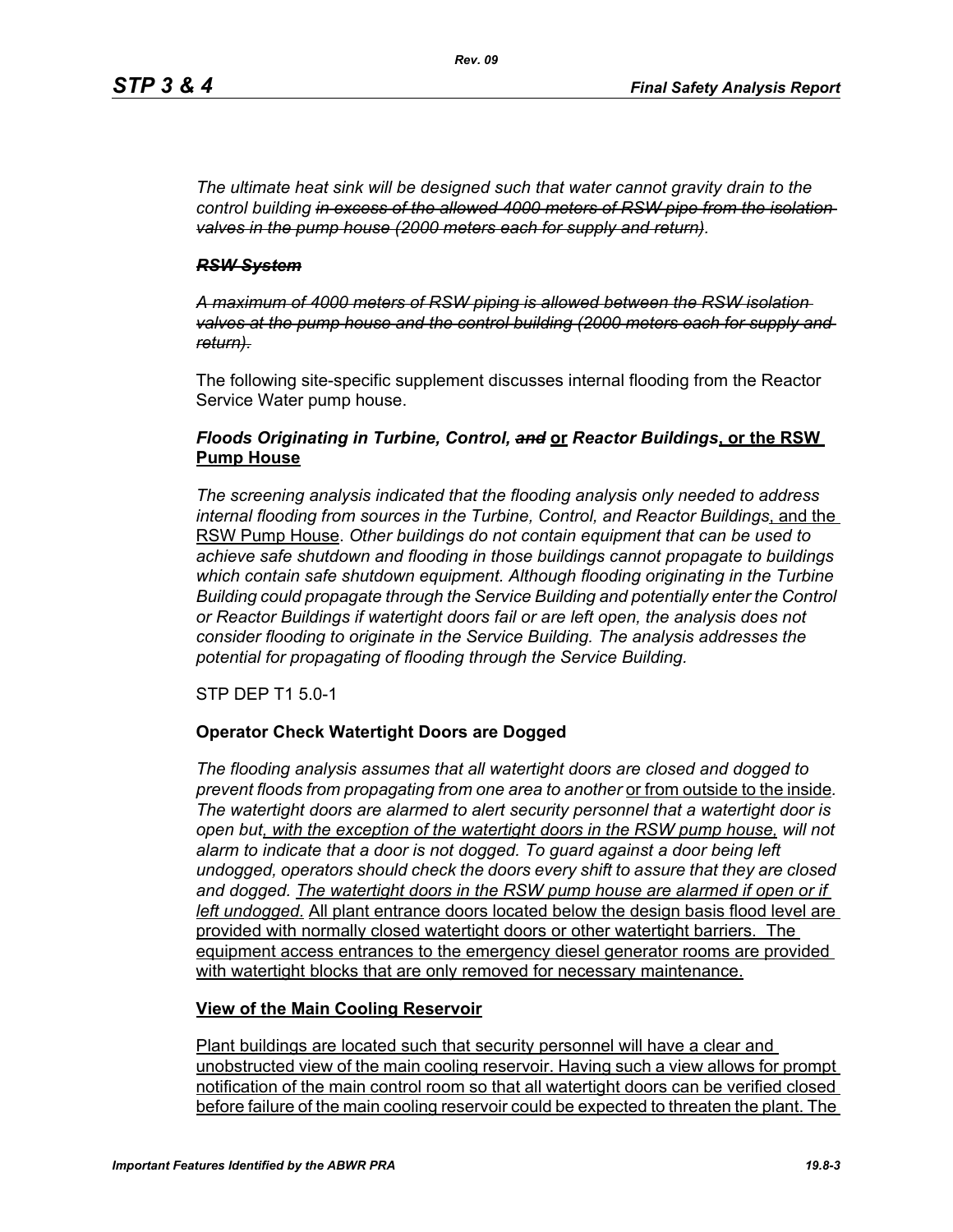*The ultimate heat sink will be designed such that water cannot gravity drain to the control building ~~in excess of the allowed 4000 meters of RSW pipe from the isolation valves in the pump house (2000 meters each for supply and return)~~.*

***~~RSW System~~***

*~~A maximum of 4000 meters of RSW piping is allowed between the RSW isolation valves at the pump house and the control building (2000 meters each for supply and return).~~*

The following site-specific supplement discusses internal flooding from the Reactor Service Water pump house.

### *Floods Originating in Turbine, Control, ~~and~~* <u>or</u> *Reactor Buildings*<u>, or the RSW Pump House</u>

*The screening analysis indicated that the flooding analysis only needed to address internal flooding from sources in the Turbine, Control, and Reactor Buildings*<u>, and the RSW Pump House</u>. *Other buildings do not contain equipment that can be used to achieve safe shutdown and flooding in those buildings cannot propagate to buildings which contain safe shutdown equipment. Although flooding originating in the Turbine Building could propagate through the Service Building and potentially enter the Control or Reactor Buildings if watertight doors fail or are left open, the analysis does not consider flooding to originate in the Service Building. The analysis addresses the potential for propagating of flooding through the Service Building.*

STP DEP T1 5.0-1

### Operator Check Watertight Doors are Dogged

*The flooding analysis assumes that all watertight doors are closed and dogged to prevent floods from propagating from one area to another* <u>or from outside to the inside</u>*. The watertight doors are alarmed to alert security personnel that a watertight door is open but*<u>*, with the exception of the watertight doors in the RSW pump house,*</u> *will not alarm to indicate that a door is not dogged. To guard against a door being left undogged, operators should check the doors every shift to assure that they are closed and dogged.* <u>*The watertight doors in the RSW pump house are alarmed if open or if left undogged*.</u> <u>All plant entrance doors located below the design basis flood level are provided with normally closed watertight doors or other watertight barriers. The equipment access entrances to the emergency diesel generator rooms are provided with watertight blocks that are only removed for necessary maintenance.</u>

### <u>View of the Main Cooling Reservoir</u>

<u>Plant buildings are located such that security personnel will have a clear and unobstructed view of the main cooling reservoir. Having such a view allows for prompt notification of the main control room so that all watertight doors can be verified closed before failure of the main cooling reservoir could be expected to threaten the plant. The</u>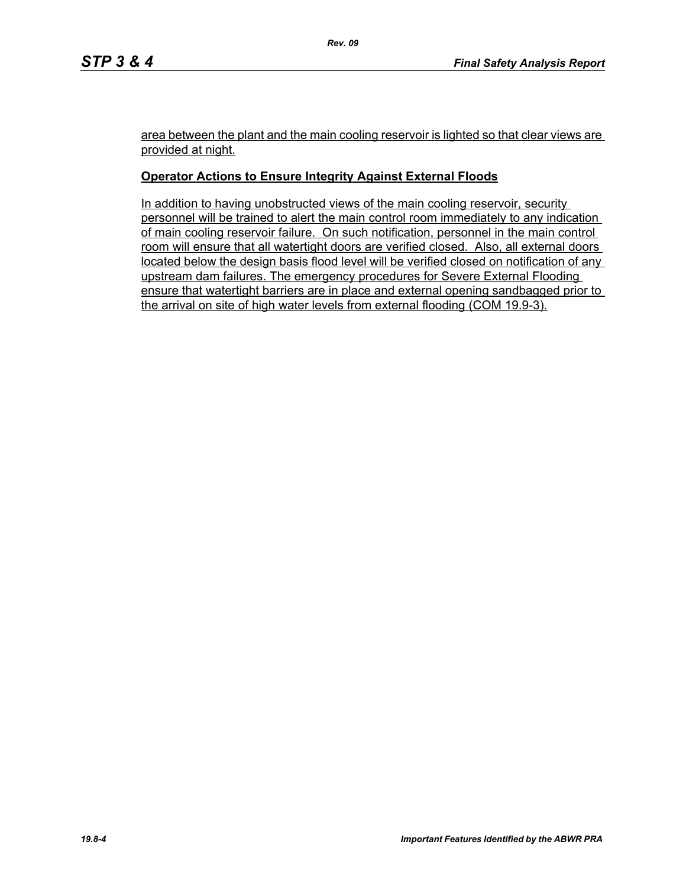area between the plant and the main cooling reservoir is lighted so that clear views are provided at night.

**Operator Actions to Ensure Integrity Against External Floods**

In addition to having unobstructed views of the main cooling reservoir, security personnel will be trained to alert the main control room immediately to any indication of main cooling reservoir failure. On such notification, personnel in the main control room will ensure that all watertight doors are verified closed. Also, all external doors located below the design basis flood level will be verified closed on notification of any upstream dam failures. The emergency procedures for Severe External Flooding ensure that watertight barriers are in place and external opening sandbagged prior to the arrival on site of high water levels from external flooding (COM 19.9-3).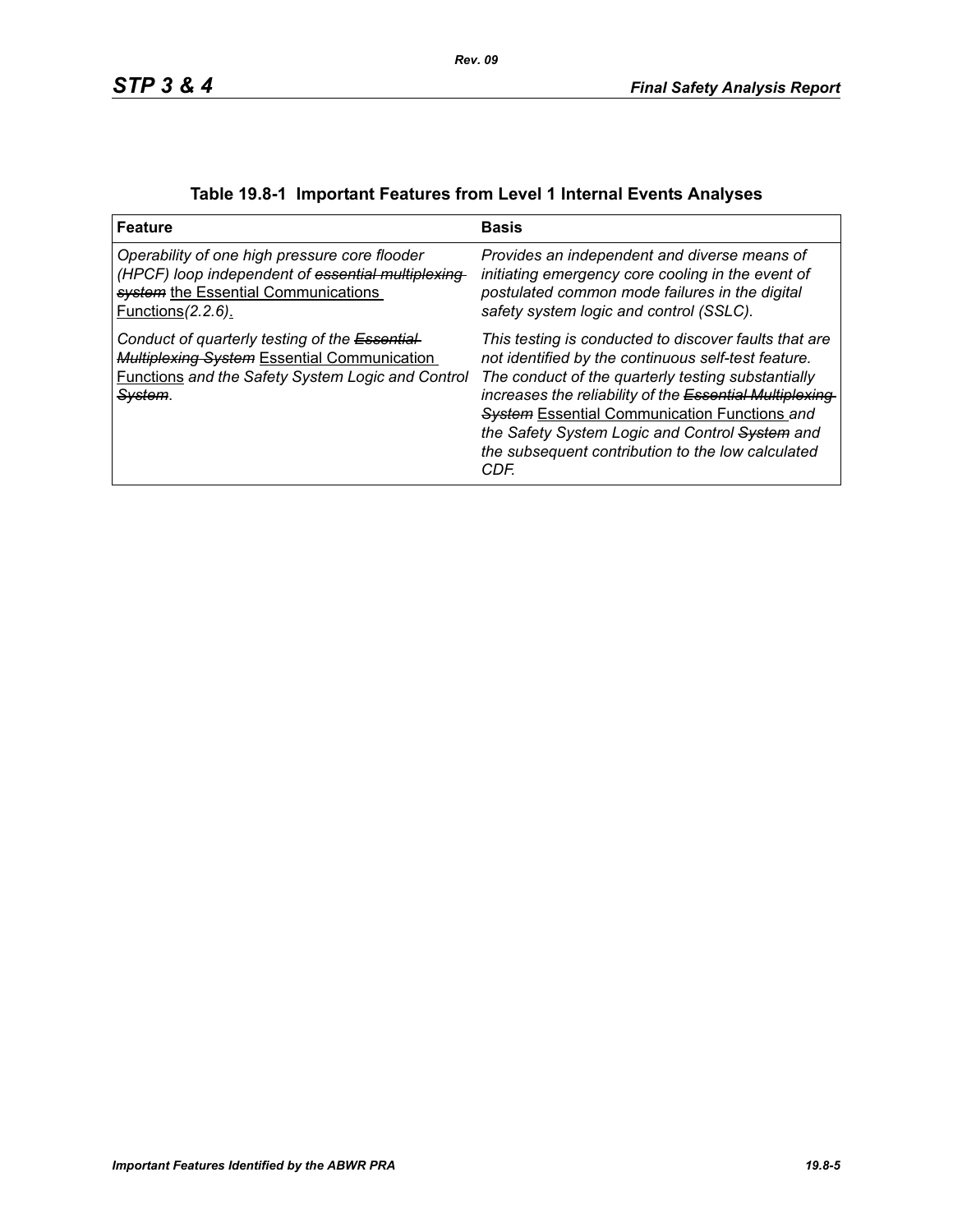**Table 19.8-1 Important Features from Level 1 Internal Events Analyses**

| Feature | Basis |
|---|---|
| *Operability of one high pressure core flooder (HPCF) loop independent of ~~essential multiplexing system~~* <u>the Essential Communications Functions</u>*(2.2.6)*<u>.</u> | *Provides an independent and diverse means of initiating emergency core cooling in the event of postulated common mode failures in the digital safety system logic and control (SSLC).* |
| *Conduct of quarterly testing of the ~~Essential Multiplexing System~~* <u>Essential Communication Functions</u> *and the Safety System Logic and Control ~~System~~.* | *This testing is conducted to discover faults that are not identified by the continuous self-test feature. The conduct of the quarterly testing substantially increases the reliability of the ~~Essential Multiplexing System~~* <u>Essential Communication Functions</u> *and the Safety System Logic and Control ~~System~~ and the subsequent contribution to the low calculated CDF.* |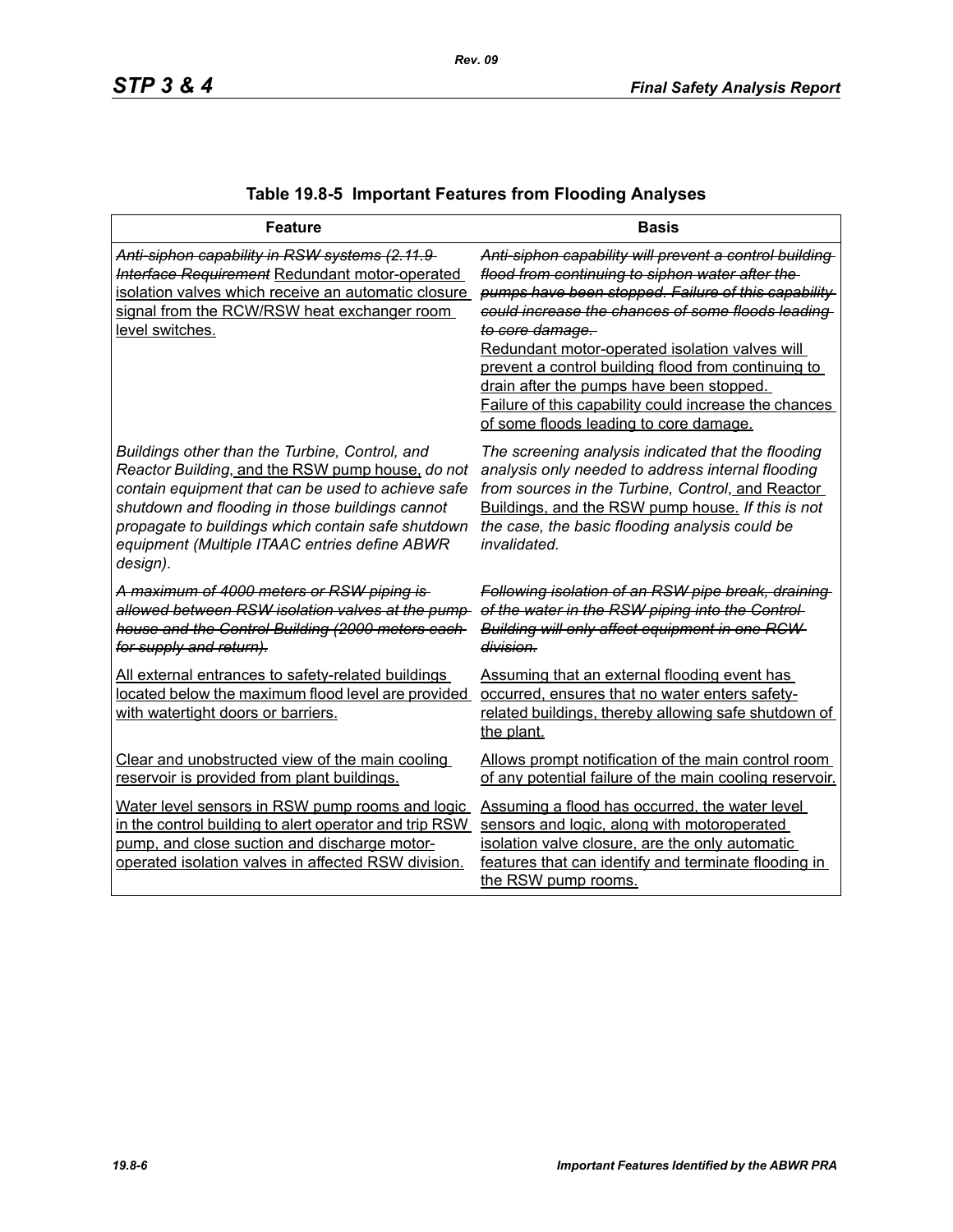## Table 19.8-5 Important Features from Flooding Analyses

| Feature | Basis |
|---|---|
| ~~*Anti-siphon capability in RSW systems (2.11.9 Interface Requirement*~~ Redundant motor-operated isolation valves which receive an automatic closure signal from the RCW/RSW heat exchanger room level switches. | ~~*Anti-siphon capability will prevent a control building flood from continuing to siphon water after the pumps have been stopped. Failure of this capability could increase the chances of some floods leading to core damage.*~~ Redundant motor-operated isolation valves will prevent a control building flood from continuing to drain after the pumps have been stopped. Failure of this capability could increase the chances of some floods leading to core damage. |
| *Buildings other than the Turbine, Control, and Reactor Building*, and the RSW pump house, *do not contain equipment that can be used to achieve safe shutdown and flooding in those buildings cannot propagate to buildings which contain safe shutdown equipment (Multiple ITAAC entries define ABWR design).* | *The screening analysis indicated that the flooding analysis only needed to address internal flooding from sources in the Turbine, Control*, and Reactor Buildings, and the RSW pump house. *If this is not the case, the basic flooding analysis could be invalidated.* |
| ~~*A maximum of 4000 meters or RSW piping is allowed between RSW isolation valves at the pump house and the Control Building (2000 meters each for supply and return).*~~ | ~~*Following isolation of an RSW pipe break, draining of the water in the RSW piping into the Control Building will only affect equipment in one RCW division.*~~ |
| All external entrances to safety-related buildings located below the maximum flood level are provided with watertight doors or barriers. | Assuming that an external flooding event has occurred, ensures that no water enters safety-related buildings, thereby allowing safe shutdown of the plant. |
| Clear and unobstructed view of the main cooling reservoir is provided from plant buildings. | Allows prompt notification of the main control room of any potential failure of the main cooling reservoir. |
| Water level sensors in RSW pump rooms and logic in the control building to alert operator and trip RSW pump, and close suction and discharge motor-operated isolation valves in affected RSW division. | Assuming a flood has occurred, the water level sensors and logic, along with motoroperated isolation valve closure, are the only automatic features that can identify and terminate flooding in the RSW pump rooms. |